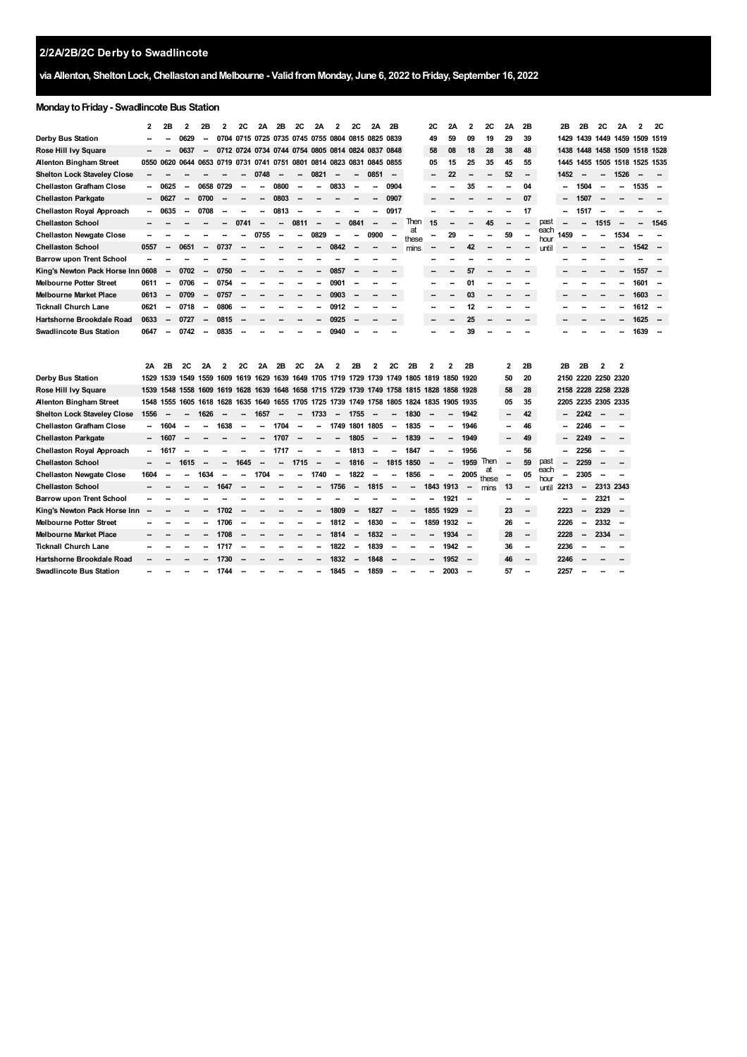## 2/2A/2B/2C Derby to Swadlincote

**via Allenton, Shelton Lock, Chellaston and Melbourne - Valid from Monday, June 6, 2022 to Friday, September 16, 2022**

### Monday to Friday - Swadlincote Bus Station

| | 2 | 2B | 2 | 2B | 2 | 2C | 2A | 2B | 2C | 2A | 2 | 2C | 2A | 2B | | 2C | 2A | 2 | 2C | 2A | 2B | | 2B | 2B | 2C | 2A | 2 | 2C |
|---|---|---|---|---|---|---|---|---|---|---|---|---|---|---|---|---|---|---|---|---|---|---|---|---|---|---|---|---|
| Derby Bus Station | -- | -- | 0629 | -- | 0704 | 0715 | 0725 | 0735 | 0745 | 0755 | 0804 | 0815 | 0825 | 0839 | | 49 | 59 | 09 | 19 | 29 | 39 | | 1429 | 1439 | 1449 | 1459 | 1509 | 1519 |
| Rose Hill Ivy Square | -- | -- | 0637 | -- | 0712 | 0724 | 0734 | 0744 | 0754 | 0805 | 0814 | 0824 | 0837 | 0848 | | 58 | 08 | 18 | 28 | 38 | 48 | | 1438 | 1448 | 1458 | 1509 | 1518 | 1528 |
| Allenton Bingham Street | 0550 | 0620 | 0644 | 0653 | 0719 | 0731 | 0741 | 0751 | 0801 | 0814 | 0823 | 0831 | 0845 | 0855 | | 05 | 15 | 25 | 35 | 45 | 55 | | 1445 | 1455 | 1505 | 1518 | 1525 | 1535 |
| Shelton Lock Staveley Close | -- | -- | -- | -- | -- | -- | 0748 | -- | -- | 0821 | -- | -- | 0851 | -- | | -- | 22 | -- | -- | 52 | -- | | 1452 | -- | -- | 1526 | -- | -- |
| Chellaston Grafham Close | -- | 0625 | -- | 0658 | 0729 | -- | -- | 0800 | -- | -- | 0833 | -- | -- | 0904 | | -- | -- | 35 | -- | -- | 04 | | -- | 1504 | -- | -- | 1535 | -- |
| Chellaston Parkgate | -- | 0627 | -- | 0700 | -- | -- | -- | 0803 | -- | -- | -- | -- | -- | 0907 | | -- | -- | -- | -- | -- | 07 | | -- | 1507 | -- | -- | -- | -- |
| Chellaston Royal Approach | -- | 0635 | -- | 0708 | -- | -- | -- | 0813 | -- | -- | -- | -- | -- | 0917 | | -- | -- | -- | -- | -- | 17 | | -- | 1517 | -- | -- | -- | -- |
| Chellaston School | -- | -- | -- | -- | -- | 0741 | -- | -- | 0811 | -- | -- | 0841 | -- | -- | Then at these mins | 15 | -- | -- | 45 | -- | -- | past each hour until | -- | -- | 1515 | -- | -- | 1545 |
| Chellaston Newgate Close | -- | -- | -- | -- | -- | -- | 0755 | -- | -- | 0829 | -- | -- | 0900 | -- | | -- | 29 | -- | -- | 59 | -- | | 1459 | -- | -- | 1534 | -- | -- |
| Chellaston School | 0557 | -- | 0651 | -- | 0737 | -- | -- | -- | -- | -- | 0842 | -- | -- | -- | | -- | -- | 42 | -- | -- | -- | | -- | -- | -- | -- | 1542 | -- |
| Barrow upon Trent School | -- | -- | -- | -- | -- | -- | -- | -- | -- | -- | -- | -- | -- | -- | | -- | -- | -- | -- | -- | -- | | -- | -- | -- | -- | -- | -- |
| King's Newton Pack Horse Inn | 0608 | -- | 0702 | -- | 0750 | -- | -- | -- | -- | -- | 0857 | -- | -- | -- | | -- | -- | 57 | -- | -- | -- | | -- | -- | -- | -- | 1557 | -- |
| Melbourne Potter Street | 0611 | -- | 0706 | -- | 0754 | -- | -- | -- | -- | -- | 0901 | -- | -- | -- | | -- | -- | 01 | -- | -- | -- | | -- | -- | -- | -- | 1601 | -- |
| Melbourne Market Place | 0613 | -- | 0709 | -- | 0757 | -- | -- | -- | -- | -- | 0903 | -- | -- | -- | | -- | -- | 03 | -- | -- | -- | | -- | -- | -- | -- | 1603 | -- |
| Ticknall Church Lane | 0621 | -- | 0718 | -- | 0806 | -- | -- | -- | -- | -- | 0912 | -- | -- | -- | | -- | -- | 12 | -- | -- | -- | | -- | -- | -- | -- | 1612 | -- |
| Hartshorne Brookdale Road | 0633 | -- | 0727 | -- | 0815 | -- | -- | -- | -- | -- | 0925 | -- | -- | -- | | -- | -- | 25 | -- | -- | -- | | -- | -- | -- | -- | 1625 | -- |
| Swadlincote Bus Station | 0647 | -- | 0742 | -- | 0835 | -- | -- | -- | -- | -- | 0940 | -- | -- | -- | | -- | -- | 39 | -- | -- | -- | | -- | -- | -- | -- | 1639 | -- |

| | 2A | 2B | 2C | 2A | 2 | 2C | 2A | 2B | 2C | 2A | 2 | 2B | 2 | 2C | 2B | 2 | 2 | 2B | | 2 | 2B | | 2B | 2B | 2 | 2 |
|---|---|---|---|---|---|---|---|---|---|---|---|---|---|---|---|---|---|---|---|---|---|---|---|---|---|---|
| Derby Bus Station | 1529 | 1539 | 1549 | 1559 | 1609 | 1619 | 1629 | 1639 | 1649 | 1705 | 1719 | 1729 | 1739 | 1749 | 1805 | 1819 | 1850 | 1920 | | 50 | 20 | | 2150 | 2220 | 2250 | 2320 |
| Rose Hill Ivy Square | 1539 | 1548 | 1558 | 1609 | 1619 | 1628 | 1639 | 1648 | 1658 | 1715 | 1729 | 1739 | 1749 | 1758 | 1815 | 1828 | 1858 | 1928 | | 58 | 28 | | 2158 | 2228 | 2258 | 2328 |
| Allenton Bingham Street | 1548 | 1555 | 1605 | 1618 | 1628 | 1635 | 1649 | 1655 | 1705 | 1725 | 1739 | 1749 | 1758 | 1805 | 1824 | 1835 | 1905 | 1935 | | 05 | 35 | | 2205 | 2235 | 2305 | 2335 |
| Shelton Lock Staveley Close | 1556 | -- | -- | 1626 | -- | -- | 1657 | -- | -- | 1733 | -- | 1755 | -- | -- | 1830 | -- | -- | 1942 | | -- | 42 | | -- | 2242 | -- | -- |
| Chellaston Grafham Close | -- | 1604 | -- | -- | 1638 | -- | -- | 1704 | -- | -- | 1749 | 1801 | 1805 | -- | 1835 | -- | -- | 1946 | | -- | 46 | | -- | 2246 | -- | -- |
| Chellaston Parkgate | -- | 1607 | -- | -- | -- | -- | -- | 1707 | -- | -- | -- | 1805 | -- | -- | 1839 | -- | -- | 1949 | | -- | 49 | | -- | 2249 | -- | -- |
| Chellaston Royal Approach | -- | 1617 | -- | -- | -- | -- | -- | 1717 | -- | -- | -- | 1813 | -- | -- | 1847 | -- | -- | 1956 | | -- | 56 | | -- | 2256 | -- | -- |
| Chellaston School | -- | -- | 1615 | -- | -- | 1645 | -- | -- | 1715 | -- | -- | 1816 | -- | 1815 | 1850 | -- | -- | 1959 | Then at these mins | -- | 59 | past each hour until | -- | 2259 | -- | -- |
| Chellaston Newgate Close | 1604 | -- | -- | 1634 | -- | -- | 1704 | -- | -- | 1740 | -- | 1822 | -- | -- | 1856 | -- | -- | 2005 | | -- | 05 | | -- | 2305 | -- | -- |
| Chellaston School | -- | -- | -- | -- | 1647 | -- | -- | -- | -- | -- | 1756 | -- | 1815 | -- | -- | 1843 | 1913 | -- | | 13 | -- | | 2213 | -- | 2313 | 2343 |
| Barrow upon Trent School | -- | -- | -- | -- | -- | -- | -- | -- | -- | -- | -- | -- | -- | -- | -- | -- | 1921 | -- | | -- | -- | | -- | -- | 2321 | -- |
| King's Newton Pack Horse Inn | -- | -- | -- | -- | 1702 | -- | -- | -- | -- | -- | 1809 | -- | 1827 | -- | -- | 1855 | 1929 | -- | | 23 | -- | | 2223 | -- | 2329 | -- |
| Melbourne Potter Street | -- | -- | -- | -- | 1706 | -- | -- | -- | -- | -- | 1812 | -- | 1830 | -- | -- | 1859 | 1932 | -- | | 26 | -- | | 2226 | -- | 2332 | -- |
| Melbourne Market Place | -- | -- | -- | -- | 1708 | -- | -- | -- | -- | -- | 1814 | -- | 1832 | -- | -- | -- | 1934 | -- | | 28 | -- | | 2228 | -- | 2334 | -- |
| Ticknall Church Lane | -- | -- | -- | -- | 1717 | -- | -- | -- | -- | -- | 1822 | -- | 1839 | -- | -- | -- | 1942 | -- | | 36 | -- | | 2236 | -- | -- | -- |
| Hartshorne Brookdale Road | -- | -- | -- | -- | 1730 | -- | -- | -- | -- | -- | 1832 | -- | 1848 | -- | -- | -- | 1952 | -- | | 46 | -- | | 2246 | -- | -- | -- |
| Swadlincote Bus Station | -- | -- | -- | -- | 1744 | -- | -- | -- | -- | -- | 1845 | -- | 1859 | -- | -- | -- | 2003 | -- | | 57 | -- | | 2257 | -- | -- | -- |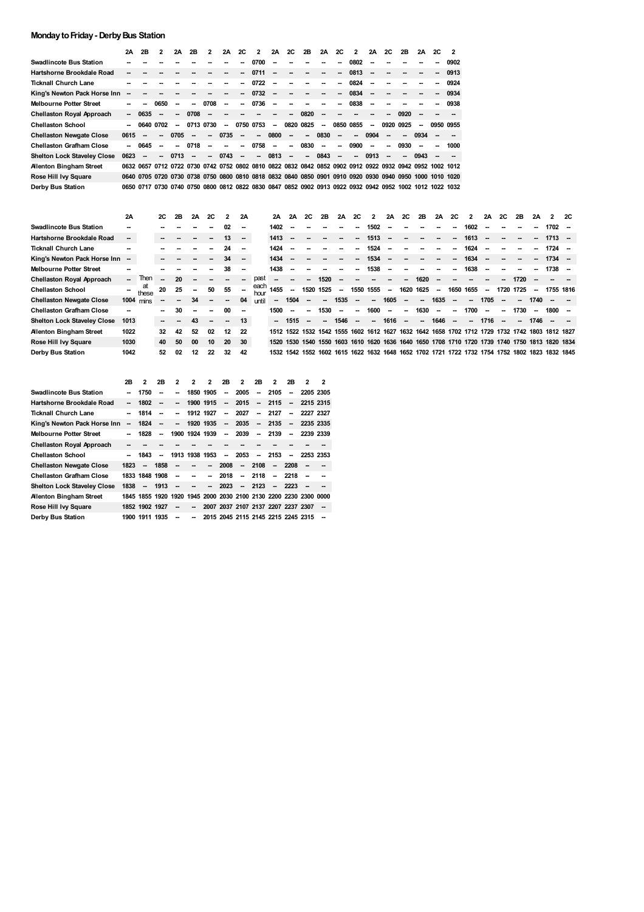## Monday to Friday - Derby Bus Station

| | 2A | 2B | 2 | 2A | 2B | 2 | 2A | 2C | 2 | 2A | 2C | 2B | 2A | 2C | 2 | 2A | 2C | 2B | 2A | 2C | 2 |
|---|---|---|---|---|---|---|---|---|---|---|---|---|---|---|---|---|---|---|---|---|---|
| Swadlincote Bus Station | -- | -- | -- | -- | -- | -- | -- | -- | 0700 | -- | -- | -- | -- | -- | 0802 | -- | -- | -- | -- | -- | 0902 |
| Hartshorne Brookdale Road | -- | -- | -- | -- | -- | -- | -- | -- | 0711 | -- | -- | -- | -- | -- | 0813 | -- | -- | -- | -- | -- | 0913 |
| Ticknall Church Lane | -- | -- | -- | -- | -- | -- | -- | -- | 0722 | -- | -- | -- | -- | -- | 0824 | -- | -- | -- | -- | -- | 0924 |
| King's Newton Pack Horse Inn | -- | -- | -- | -- | -- | -- | -- | -- | 0732 | -- | -- | -- | -- | -- | 0834 | -- | -- | -- | -- | -- | 0934 |
| Melbourne Potter Street | -- | -- | 0650 | -- | -- | 0708 | -- | -- | 0736 | -- | -- | -- | -- | -- | 0838 | -- | -- | -- | -- | -- | 0938 |
| Chellaston Royal Approach | -- | 0635 | -- | -- | 0708 | -- | -- | -- | -- | -- | -- | 0820 | -- | -- | -- | -- | -- | 0920 | -- | -- | -- |
| Chellaston School | -- | 0640 | 0702 | -- | 0713 | 0730 | -- | 0750 | 0753 | -- | 0820 | 0825 | -- | 0850 | 0855 | -- | 0920 | 0925 | -- | 0950 | 0955 |
| Chellaston Newgate Close | 0615 | -- | -- | 0705 | -- | -- | 0735 | -- | -- | 0800 | -- | -- | 0830 | -- | -- | 0904 | -- | -- | 0934 | -- | -- |
| Chellaston Grafham Close | -- | 0645 | -- | -- | 0718 | -- | -- | -- | 0758 | -- | -- | 0830 | -- | -- | 0900 | -- | -- | 0930 | -- | -- | 1000 |
| Shelton Lock Staveley Close | 0623 | -- | -- | 0713 | -- | -- | 0743 | -- | -- | 0813 | -- | -- | 0843 | -- | -- | 0913 | -- | -- | 0943 | -- | -- |
| Allenton Bingham Street | 0632 | 0657 | 0712 | 0722 | 0730 | 0742 | 0752 | 0802 | 0810 | 0822 | 0832 | 0842 | 0852 | 0902 | 0912 | 0922 | 0932 | 0942 | 0952 | 1002 | 1012 |
| Rose Hill Ivy Square | 0640 | 0705 | 0720 | 0730 | 0738 | 0750 | 0800 | 0810 | 0818 | 0832 | 0840 | 0850 | 0901 | 0910 | 0920 | 0930 | 0940 | 0950 | 1000 | 1010 | 1020 |
| Derby Bus Station | 0650 | 0717 | 0730 | 0740 | 0750 | 0800 | 0812 | 0822 | 0830 | 0847 | 0852 | 0902 | 0913 | 0922 | 0932 | 0942 | 0952 | 1002 | 1012 | 1022 | 1032 |

| | 2A | | 2C | 2B | 2A | 2C | 2 | 2A | | 2A | 2A | 2C | 2B | 2A | 2C | 2 | 2A | 2C | 2B | 2A | 2C | 2 | 2A | 2C | 2B | 2A | 2 | 2C |
|---|---|---|---|---|---|---|---|---|---|---|---|---|---|---|---|---|---|---|---|---|---|---|---|---|---|---|---|---|
| Swadlincote Bus Station | -- | | -- | -- | -- | -- | 02 | -- | | 1402 | -- | -- | -- | -- | -- | 1502 | -- | -- | -- | -- | -- | 1602 | -- | -- | -- | -- | 1702 | -- |
| Hartshorne Brookdale Road | -- | | -- | -- | -- | -- | 13 | -- | | 1413 | -- | -- | -- | -- | -- | 1513 | -- | -- | -- | -- | -- | 1613 | -- | -- | -- | -- | 1713 | -- |
| Ticknall Church Lane | -- | | -- | -- | -- | -- | 24 | -- | | 1424 | -- | -- | -- | -- | -- | 1524 | -- | -- | -- | -- | -- | 1624 | -- | -- | -- | -- | 1724 | -- |
| King's Newton Pack Horse Inn | -- | | -- | -- | -- | -- | 34 | -- | | 1434 | -- | -- | -- | -- | -- | 1534 | -- | -- | -- | -- | -- | 1634 | -- | -- | -- | -- | 1734 | -- |
| Melbourne Potter Street | -- | | -- | -- | -- | -- | 38 | -- | | 1438 | -- | -- | -- | -- | -- | 1538 | -- | -- | -- | -- | -- | 1638 | -- | -- | -- | -- | 1738 | -- |
| Chellaston Royal Approach | -- | Then | -- | 20 | -- | -- | -- | -- | past | -- | -- | -- | 1520 | -- | -- | -- | -- | -- | 1620 | -- | -- | -- | -- | -- | 1720 | -- | -- | -- |
| Chellaston School | -- | at these | 20 | 25 | -- | 50 | 55 | -- | each hour | 1455 | -- | 1520 | 1525 | -- | 1550 | 1555 | -- | 1620 | 1625 | -- | 1650 | 1655 | -- | 1720 | 1725 | -- | 1755 | 1816 |
| Chellaston Newgate Close | 1004 | mins | -- | -- | 34 | -- | -- | 04 | until | -- | 1504 | -- | -- | 1535 | -- | -- | 1605 | -- | -- | 1635 | -- | -- | 1705 | -- | -- | 1740 | -- | -- |
| Chellaston Grafham Close | -- | | -- | 30 | -- | -- | 00 | -- | | 1500 | -- | -- | 1530 | -- | -- | 1600 | -- | -- | 1630 | -- | -- | 1700 | -- | -- | 1730 | -- | 1800 | -- |
| Shelton Lock Staveley Close | 1013 | | -- | -- | 43 | -- | -- | 13 | | -- | 1515 | -- | -- | 1546 | -- | -- | 1616 | -- | -- | 1646 | -- | -- | 1716 | -- | -- | 1746 | -- | -- |
| Allenton Bingham Street | 1022 | | 32 | 42 | 52 | 02 | 12 | 22 | | 1512 | 1522 | 1532 | 1542 | 1555 | 1602 | 1612 | 1627 | 1632 | 1642 | 1658 | 1702 | 1712 | 1729 | 1732 | 1742 | 1803 | 1812 | 1827 |
| Rose Hill Ivy Square | 1030 | | 40 | 50 | 00 | 10 | 20 | 30 | | 1520 | 1530 | 1540 | 1550 | 1603 | 1610 | 1620 | 1636 | 1640 | 1650 | 1708 | 1710 | 1720 | 1739 | 1740 | 1750 | 1813 | 1820 | 1834 |
| Derby Bus Station | 1042 | | 52 | 02 | 12 | 22 | 32 | 42 | | 1532 | 1542 | 1552 | 1602 | 1615 | 1622 | 1632 | 1648 | 1652 | 1702 | 1721 | 1722 | 1732 | 1754 | 1752 | 1802 | 1823 | 1832 | 1845 |

| | 2B | 2 | 2B | 2 | 2 | 2 | 2B | 2 | 2B | 2 | 2B | 2 | 2 |
|---|---|---|---|---|---|---|---|---|---|---|---|---|---|
| Swadlincote Bus Station | -- | 1750 | -- | -- | 1850 | 1905 | -- | 2005 | -- | 2105 | -- | 2205 | 2305 |
| Hartshorne Brookdale Road | -- | 1802 | -- | -- | 1900 | 1915 | -- | 2015 | -- | 2115 | -- | 2215 | 2315 |
| Ticknall Church Lane | -- | 1814 | -- | -- | 1912 | 1927 | -- | 2027 | -- | 2127 | -- | 2227 | 2327 |
| King's Newton Pack Horse Inn | -- | 1824 | -- | -- | 1920 | 1935 | -- | 2035 | -- | 2135 | -- | 2235 | 2335 |
| Melbourne Potter Street | -- | 1828 | -- | 1900 | 1924 | 1939 | -- | 2039 | -- | 2139 | -- | 2239 | 2339 |
| Chellaston Royal Approach | -- | -- | -- | -- | -- | -- | -- | -- | -- | -- | -- | -- | -- |
| Chellaston School | -- | 1843 | -- | 1913 | 1938 | 1953 | -- | 2053 | -- | 2153 | -- | 2253 | 2353 |
| Chellaston Newgate Close | 1823 | -- | 1858 | -- | -- | -- | 2008 | -- | 2108 | -- | 2208 | -- | -- |
| Chellaston Grafham Close | 1833 | 1848 | 1908 | -- | -- | -- | 2018 | -- | 2118 | -- | 2218 | -- | -- |
| Shelton Lock Staveley Close | 1838 | -- | 1913 | -- | -- | -- | 2023 | -- | 2123 | -- | 2223 | -- | -- |
| Allenton Bingham Street | 1845 | 1855 | 1920 | 1920 | 1945 | 2000 | 2030 | 2100 | 2130 | 2200 | 2230 | 2300 | 0000 |
| Rose Hill Ivy Square | 1852 | 1902 | 1927 | -- | -- | 2007 | 2037 | 2107 | 2137 | 2207 | 2237 | 2307 | -- |
| Derby Bus Station | 1900 | 1911 | 1935 | -- | -- | 2015 | 2045 | 2115 | 2145 | 2215 | 2245 | 2315 | -- |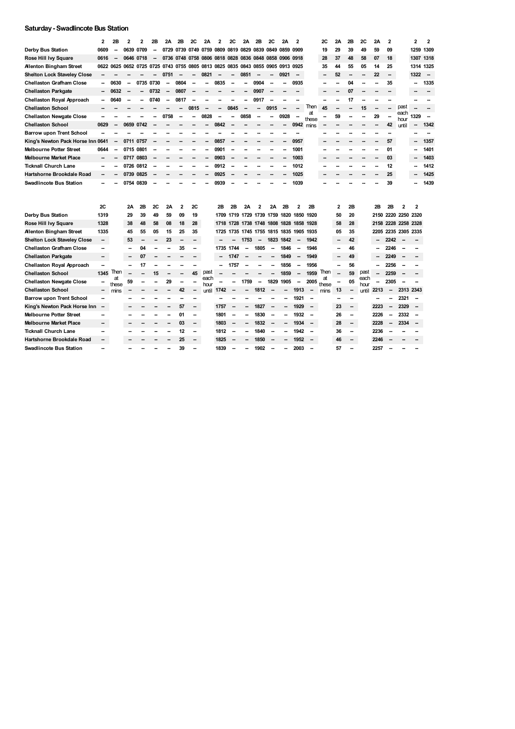## Saturday - Swadlincote Bus Station

| | 2 | 2B | 2 | 2 | 2B | 2A | 2B | 2C | 2A | 2 | 2C | 2A | 2B | 2C | 2A | 2 | | 2C | 2A | 2B | 2C | 2A | 2 | | 2 | 2 |
|---|---|---|---|---|---|---|---|---|---|---|---|---|---|---|---|---|---|---|---|---|---|---|---|---|---|---|
| Derby Bus Station | 0609 | -- | 0639 | 0709 | -- | 0729 | 0739 | 0749 | 0759 | 0809 | 0819 | 0829 | 0839 | 0849 | 0859 | 0909 | | 19 | 29 | 39 | 49 | 59 | 09 | | 1259 | 1309 |
| Rose Hill Ivy Square | 0616 | -- | 0646 | 0718 | -- | 0736 | 0748 | 0758 | 0806 | 0818 | 0828 | 0836 | 0848 | 0858 | 0906 | 0918 | | 28 | 37 | 48 | 58 | 07 | 18 | | 1307 | 1318 |
| Allenton Bingham Street | 0622 | 0625 | 0652 | 0725 | 0725 | 0743 | 0755 | 0805 | 0813 | 0825 | 0835 | 0843 | 0855 | 0905 | 0913 | 0925 | | 35 | 44 | 55 | 05 | 14 | 25 | | 1314 | 1325 |
| Shelton Lock Staveley Close | -- | -- | -- | -- | -- | 0751 | -- | -- | 0821 | -- | -- | 0851 | -- | -- | 0921 | -- | | -- | 52 | -- | -- | 22 | -- | | 1322 | -- |
| Chellaston Grafham Close | -- | 0630 | -- | 0735 | 0730 | -- | 0804 | -- | -- | 0835 | -- | -- | 0904 | -- | -- | 0935 | | -- | -- | 04 | -- | -- | 35 | | -- | 1335 |
| Chellaston Parkgate | -- | 0632 | -- | -- | 0732 | -- | 0807 | -- | -- | -- | -- | -- | 0907 | -- | -- | -- | | -- | -- | 07 | -- | -- | -- | | -- | -- |
| Chellaston Royal Approach | -- | 0640 | -- | -- | 0740 | -- | 0817 | -- | -- | -- | -- | -- | 0917 | -- | -- | -- | | -- | -- | 17 | -- | -- | -- | | -- | -- |
| Chellaston School | -- | -- | -- | -- | -- | -- | -- | 0815 | -- | -- | 0845 | -- | -- | 0915 | -- | -- | Then at these mins | 45 | -- | -- | 15 | -- | -- | past each hour until | -- | -- |
| Chellaston Newgate Close | -- | -- | -- | -- | -- | 0758 | -- | -- | 0828 | -- | -- | 0858 | -- | -- | 0928 | -- | | -- | 59 | -- | -- | 29 | -- | | 1329 | -- |
| Chellaston School | 0629 | -- | 0659 | 0742 | -- | -- | -- | -- | -- | 0842 | -- | -- | -- | -- | -- | 0942 | | -- | -- | -- | -- | -- | 42 | | -- | 1342 |
| Barrow upon Trent School | -- | -- | -- | -- | -- | -- | -- | -- | -- | -- | -- | -- | -- | -- | -- | -- | | -- | -- | -- | -- | -- | -- | | -- | -- |
| King's Newton Pack Horse Inn | 0641 | -- | 0711 | 0757 | -- | -- | -- | -- | -- | 0857 | -- | -- | -- | -- | -- | 0957 | | -- | -- | -- | -- | -- | 57 | | -- | 1357 |
| Melbourne Potter Street | 0644 | -- | 0715 | 0801 | -- | -- | -- | -- | -- | 0901 | -- | -- | -- | -- | -- | 1001 | | -- | -- | -- | -- | -- | 01 | | -- | 1401 |
| Melbourne Market Place | -- | -- | 0717 | 0803 | -- | -- | -- | -- | -- | 0903 | -- | -- | -- | -- | -- | 1003 | | -- | -- | -- | -- | -- | 03 | | -- | 1403 |
| Ticknall Church Lane | -- | -- | 0726 | 0812 | -- | -- | -- | -- | -- | 0912 | -- | -- | -- | -- | -- | 1012 | | -- | -- | -- | -- | -- | 12 | | -- | 1412 |
| Hartshorne Brookdale Road | -- | -- | 0739 | 0825 | -- | -- | -- | -- | -- | 0925 | -- | -- | -- | -- | -- | 1025 | | -- | -- | -- | -- | -- | 25 | | -- | 1425 |
| Swadlincote Bus Station | -- | -- | 0754 | 0839 | -- | -- | -- | -- | -- | 0939 | -- | -- | -- | -- | -- | 1039 | | -- | -- | -- | -- | -- | 39 | | -- | 1439 |

| | 2C | | 2A | 2B | 2C | 2A | 2 | 2C | | 2B | 2B | 2A | 2 | 2A | 2B | 2 | 2B | | 2 | 2B | | 2B | 2B | 2 | 2 |
|---|---|---|---|---|---|---|---|---|---|---|---|---|---|---|---|---|---|---|---|---|---|---|---|---|---|
| Derby Bus Station | 1319 | | 29 | 39 | 49 | 59 | 09 | 19 | | 1709 | 1719 | 1729 | 1739 | 1759 | 1820 | 1850 | 1920 | | 50 | 20 | | 2150 | 2220 | 2250 | 2320 |
| Rose Hill Ivy Square | 1328 | | 38 | 48 | 58 | 08 | 18 | 28 | | 1718 | 1728 | 1738 | 1748 | 1808 | 1828 | 1858 | 1928 | | 58 | 28 | | 2158 | 2228 | 2258 | 2328 |
| Allenton Bingham Street | 1335 | | 45 | 55 | 05 | 15 | 25 | 35 | | 1725 | 1735 | 1745 | 1755 | 1815 | 1835 | 1905 | 1935 | | 05 | 35 | | 2205 | 2235 | 2305 | 2335 |
| Shelton Lock Staveley Close | -- | | 53 | -- | -- | 23 | -- | -- | | -- | -- | 1753 | -- | 1823 | 1842 | -- | 1942 | | -- | 42 | | -- | 2242 | -- | -- |
| Chellaston Grafham Close | -- | | -- | 04 | -- | -- | 35 | -- | | 1735 | 1744 | -- | 1805 | -- | 1846 | -- | 1946 | | -- | 46 | | -- | 2246 | -- | -- |
| Chellaston Parkgate | -- | | -- | 07 | -- | -- | -- | -- | | -- | 1747 | -- | -- | -- | 1849 | -- | 1949 | | -- | 49 | | -- | 2249 | -- | -- |
| Chellaston Royal Approach | -- | | -- | 17 | -- | -- | -- | -- | | -- | 1757 | -- | -- | -- | 1856 | -- | 1956 | | -- | 56 | | -- | 2256 | -- | -- |
| Chellaston School | 1345 | Then at these mins | -- | -- | 15 | -- | -- | 45 | past each hour until | -- | -- | -- | -- | -- | 1859 | -- | 1959 | Then at these mins | -- | 59 | past each hour until | -- | 2259 | -- | -- |
| Chellaston Newgate Close | -- | | 59 | -- | -- | 29 | -- | -- | | -- | -- | 1759 | -- | 1829 | 1905 | -- | 2005 | | -- | 05 | | -- | 2305 | -- | -- |
| Chellaston School | -- | | -- | -- | -- | -- | 42 | -- | | 1742 | -- | -- | 1812 | -- | -- | 1913 | -- | | 13 | -- | | 2213 | -- | 2313 | 2343 |
| Barrow upon Trent School | -- | | -- | -- | -- | -- | -- | -- | | -- | -- | -- | -- | -- | -- | 1921 | -- | | -- | -- | | -- | -- | 2321 | -- |
| King's Newton Pack Horse Inn | -- | | -- | -- | -- | -- | 57 | -- | | 1757 | -- | -- | 1827 | -- | -- | 1929 | -- | | 23 | -- | | 2223 | -- | 2329 | -- |
| Melbourne Potter Street | -- | | -- | -- | -- | -- | 01 | -- | | 1801 | -- | -- | 1830 | -- | -- | 1932 | -- | | 26 | -- | | 2226 | -- | 2332 | -- |
| Melbourne Market Place | -- | | -- | -- | -- | -- | 03 | -- | | 1803 | -- | -- | 1832 | -- | -- | 1934 | -- | | 28 | -- | | 2228 | -- | 2334 | -- |
| Ticknall Church Lane | -- | | -- | -- | -- | -- | 12 | -- | | 1812 | -- | -- | 1840 | -- | -- | 1942 | -- | | 36 | -- | | 2236 | -- | -- | -- |
| Hartshorne Brookdale Road | -- | | -- | -- | -- | -- | 25 | -- | | 1825 | -- | -- | 1850 | -- | -- | 1952 | -- | | 46 | -- | | 2246 | -- | -- | -- |
| Swadlincote Bus Station | -- | | -- | -- | -- | -- | 39 | -- | | 1839 | -- | -- | 1902 | -- | -- | 2003 | -- | | 57 | -- | | 2257 | -- | -- | -- |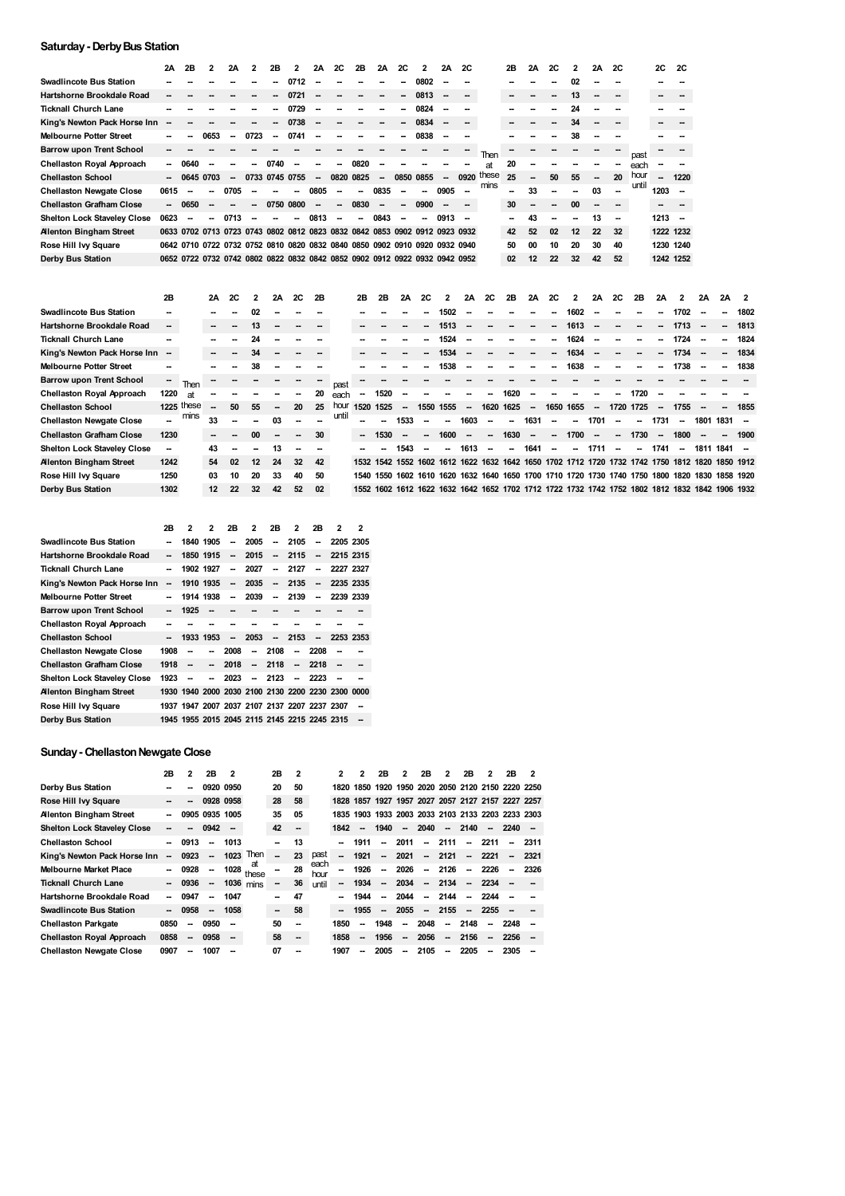## Saturday - Derby Bus Station

| | 2A | 2B | 2 | 2A | 2 | 2B | 2 | 2A | 2C | 2B | 2A | 2C | 2 | 2A | 2C | | 2B | 2A | 2C | 2 | 2A | 2C | | 2C | 2C |
|---|---|---|---|---|---|---|---|---|---|---|---|---|---|---|---|---|---|---|---|---|---|---|---|---|---|
| Swadlincote Bus Station | -- | -- | -- | -- | -- | -- | 0712 | -- | -- | -- | -- | -- | 0802 | -- | -- | | -- | -- | -- | 02 | -- | -- | | -- | -- |
| Hartshorne Brookdale Road | -- | -- | -- | -- | -- | -- | 0721 | -- | -- | -- | -- | -- | 0813 | -- | -- | | -- | -- | -- | 13 | -- | -- | | -- | -- |
| Ticknall Church Lane | -- | -- | -- | -- | -- | -- | 0729 | -- | -- | -- | -- | -- | 0824 | -- | -- | | -- | -- | -- | 24 | -- | -- | | -- | -- |
| King's Newton Pack Horse Inn | -- | -- | -- | -- | -- | -- | 0738 | -- | -- | -- | -- | -- | 0834 | -- | -- | | -- | -- | -- | 34 | -- | -- | | -- | -- |
| Melbourne Potter Street | -- | -- | 0653 | -- | 0723 | -- | 0741 | -- | -- | -- | -- | -- | 0838 | -- | -- | | -- | -- | -- | 38 | -- | -- | | -- | -- |
| Barrow upon Trent School | -- | -- | -- | -- | -- | -- | -- | -- | -- | -- | -- | -- | -- | -- | -- | Then at these mins | -- | -- | -- | -- | -- | -- | past each hour until | -- | -- |
| Chellaston Royal Approach | -- | 0640 | -- | -- | -- | 0740 | -- | -- | -- | 0820 | -- | -- | -- | -- | -- | | 20 | -- | -- | -- | -- | -- | | -- | -- |
| Chellaston School | -- | 0645 | 0703 | -- | 0733 | 0745 | 0755 | -- | 0820 | 0825 | -- | 0850 | 0855 | -- | 0920 | | 25 | -- | 50 | 55 | -- | 20 | | -- | 1220 |
| Chellaston Newgate Close | 0615 | -- | -- | 0705 | -- | -- | -- | 0805 | -- | -- | 0835 | -- | -- | 0905 | -- | | -- | 33 | -- | -- | 03 | -- | | 1203 | -- |
| Chellaston Grafham Close | -- | 0650 | -- | -- | -- | 0750 | 0800 | -- | -- | 0830 | -- | -- | 0900 | -- | -- | | 30 | -- | -- | 00 | -- | -- | | -- | -- |
| Shelton Lock Staveley Close | 0623 | -- | -- | 0713 | -- | -- | -- | 0813 | -- | -- | 0843 | -- | -- | 0913 | -- | | -- | 43 | -- | -- | 13 | -- | | 1213 | -- |
| Allenton Bingham Street | 0633 | 0702 | 0713 | 0723 | 0743 | 0802 | 0812 | 0823 | 0832 | 0842 | 0853 | 0902 | 0912 | 0923 | 0932 | | 42 | 52 | 02 | 12 | 22 | 32 | | 1222 | 1232 |
| Rose Hill Ivy Square | 0642 | 0710 | 0722 | 0732 | 0752 | 0810 | 0820 | 0832 | 0840 | 0850 | 0902 | 0910 | 0920 | 0932 | 0940 | | 50 | 00 | 10 | 20 | 30 | 40 | | 1230 | 1240 |
| Derby Bus Station | 0652 | 0722 | 0732 | 0742 | 0802 | 0822 | 0832 | 0842 | 0852 | 0902 | 0912 | 0922 | 0932 | 0942 | 0952 | | 02 | 12 | 22 | 32 | 42 | 52 | | 1242 | 1252 |

| | 2B | | 2A | 2C | 2 | 2A | 2C | 2B | | 2B | 2B | 2A | 2C | 2 | 2A | 2C | 2B | 2A | 2C | 2 | 2A | 2C | 2B | 2A | 2 | 2A | 2A | 2 |
|---|---|---|---|---|---|---|---|---|---|---|---|---|---|---|---|---|---|---|---|---|---|---|---|---|---|---|---|---|
| Swadlincote Bus Station | -- | | -- | -- | 02 | -- | -- | -- | | -- | -- | -- | -- | 1502 | -- | -- | -- | -- | -- | 1602 | -- | -- | -- | -- | 1702 | -- | -- | 1802 |
| Hartshorne Brookdale Road | -- | | -- | -- | 13 | -- | -- | -- | | -- | -- | -- | -- | 1513 | -- | -- | -- | -- | -- | 1613 | -- | -- | -- | -- | 1713 | -- | -- | 1813 |
| Ticknall Church Lane | -- | | -- | -- | 24 | -- | -- | -- | | -- | -- | -- | -- | 1524 | -- | -- | -- | -- | -- | 1624 | -- | -- | -- | -- | 1724 | -- | -- | 1824 |
| King's Newton Pack Horse Inn | -- | | -- | -- | 34 | -- | -- | -- | | -- | -- | -- | -- | 1534 | -- | -- | -- | -- | -- | 1634 | -- | -- | -- | -- | 1734 | -- | -- | 1834 |
| Melbourne Potter Street | -- | | -- | -- | 38 | -- | -- | -- | | -- | -- | -- | -- | 1538 | -- | -- | -- | -- | -- | 1638 | -- | -- | -- | -- | 1738 | -- | -- | 1838 |
| Barrow upon Trent School | -- | Then at these mins | -- | -- | -- | -- | -- | -- | past each hour until | -- | -- | -- | -- | -- | -- | -- | -- | -- | -- | -- | -- | -- | -- | -- | -- | -- | -- | -- |
| Chellaston Royal Approach | 1220 | | -- | -- | -- | -- | -- | 20 | | -- | 1520 | -- | -- | -- | -- | -- | 1620 | -- | -- | -- | -- | -- | 1720 | -- | -- | -- | -- | -- |
| Chellaston School | 1225 | | -- | 50 | 55 | -- | 20 | 25 | | 1520 | 1525 | -- | 1550 | 1555 | -- | 1620 | 1625 | -- | 1650 | 1655 | -- | 1720 | 1725 | -- | 1755 | -- | -- | 1855 |
| Chellaston Newgate Close | -- | | 33 | -- | -- | 03 | -- | -- | | -- | -- | 1533 | -- | -- | 1603 | -- | -- | 1631 | -- | -- | 1701 | -- | -- | 1731 | -- | 1801 | 1831 | -- |
| Chellaston Grafham Close | 1230 | | -- | -- | 00 | -- | -- | 30 | | -- | 1530 | -- | -- | 1600 | -- | -- | 1630 | -- | -- | 1700 | -- | -- | 1730 | -- | 1800 | -- | -- | 1900 |
| Shelton Lock Staveley Close | -- | | 43 | -- | -- | 13 | -- | -- | | -- | -- | 1543 | -- | -- | 1613 | -- | -- | 1641 | -- | -- | 1711 | -- | -- | 1741 | -- | 1811 | 1841 | -- |
| Allenton Bingham Street | 1242 | | 54 | 02 | 12 | 24 | 32 | 42 | | 1532 | 1542 | 1552 | 1602 | 1612 | 1622 | 1632 | 1642 | 1650 | 1702 | 1712 | 1720 | 1732 | 1742 | 1750 | 1812 | 1820 | 1850 | 1912 |
| Rose Hill Ivy Square | 1250 | | 03 | 10 | 20 | 33 | 40 | 50 | | 1540 | 1550 | 1602 | 1610 | 1620 | 1632 | 1640 | 1650 | 1700 | 1710 | 1720 | 1730 | 1740 | 1750 | 1800 | 1820 | 1830 | 1858 | 1920 |
| Derby Bus Station | 1302 | | 12 | 22 | 32 | 42 | 52 | 02 | | 1552 | 1602 | 1612 | 1622 | 1632 | 1642 | 1652 | 1702 | 1712 | 1722 | 1732 | 1742 | 1752 | 1802 | 1812 | 1832 | 1842 | 1906 | 1932 |

| | 2B | 2 | 2 | 2B | 2 | 2B | 2 | 2B | 2 | 2 |
|---|---|---|---|---|---|---|---|---|---|---|
| Swadlincote Bus Station | -- | 1840 | 1905 | -- | 2005 | -- | 2105 | -- | 2205 | 2305 |
| Hartshorne Brookdale Road | -- | 1850 | 1915 | -- | 2015 | -- | 2115 | -- | 2215 | 2315 |
| Ticknall Church Lane | -- | 1902 | 1927 | -- | 2027 | -- | 2127 | -- | 2227 | 2327 |
| King's Newton Pack Horse Inn | -- | 1910 | 1935 | -- | 2035 | -- | 2135 | -- | 2235 | 2335 |
| Melbourne Potter Street | -- | 1914 | 1938 | -- | 2039 | -- | 2139 | -- | 2239 | 2339 |
| Barrow upon Trent School | -- | 1925 | -- | -- | -- | -- | -- | -- | -- | -- |
| Chellaston Royal Approach | -- | -- | -- | -- | -- | -- | -- | -- | -- | -- |
| Chellaston School | -- | 1933 | 1953 | -- | 2053 | -- | 2153 | -- | 2253 | 2353 |
| Chellaston Newgate Close | 1908 | -- | -- | 2008 | -- | 2108 | -- | 2208 | -- | -- |
| Chellaston Grafham Close | 1918 | -- | -- | 2018 | -- | 2118 | -- | 2218 | -- | -- |
| Shelton Lock Staveley Close | 1923 | -- | -- | 2023 | -- | 2123 | -- | 2223 | -- | -- |
| Allenton Bingham Street | 1930 | 1940 | 2000 | 2030 | 2100 | 2130 | 2200 | 2230 | 2300 | 0000 |
| Rose Hill Ivy Square | 1937 | 1947 | 2007 | 2037 | 2107 | 2137 | 2207 | 2237 | 2307 | -- |
| Derby Bus Station | 1945 | 1955 | 2015 | 2045 | 2115 | 2145 | 2215 | 2245 | 2315 | -- |

## Sunday - Chellaston Newgate Close

| | 2B | 2 | 2B | 2 | | 2B | 2 | | 2 | 2 | 2B | 2 | 2B | 2 | 2B | 2 | 2B | 2 |
|---|---|---|---|---|---|---|---|---|---|---|---|---|---|---|---|---|---|---|
| Derby Bus Station | -- | -- | 0920 | 0950 | | 20 | 50 | | 1820 | 1850 | 1920 | 1950 | 2020 | 2050 | 2120 | 2150 | 2220 | 2250 |
| Rose Hill Ivy Square | -- | -- | 0928 | 0958 | | 28 | 58 | | 1828 | 1857 | 1927 | 1957 | 2027 | 2057 | 2127 | 2157 | 2227 | 2257 |
| Allenton Bingham Street | -- | 0905 | 0935 | 1005 | | 35 | 05 | | 1835 | 1903 | 1933 | 2003 | 2033 | 2103 | 2133 | 2203 | 2233 | 2303 |
| Shelton Lock Staveley Close | -- | -- | 0942 | -- | | 42 | -- | | 1842 | -- | 1940 | -- | 2040 | -- | 2140 | -- | 2240 | -- |
| Chellaston School | -- | 0913 | -- | 1013 | | -- | 13 | | -- | 1911 | -- | 2011 | -- | 2111 | -- | 2211 | -- | 2311 |
| King's Newton Pack Horse Inn | -- | 0923 | -- | 1023 | Then at these mins | -- | 23 | past each hour until | -- | 1921 | -- | 2021 | -- | 2121 | -- | 2221 | -- | 2321 |
| Melbourne Market Place | -- | 0928 | -- | 1028 | | -- | 28 | | -- | 1926 | -- | 2026 | -- | 2126 | -- | 2226 | -- | 2326 |
| Ticknall Church Lane | -- | 0936 | -- | 1036 | | -- | 36 | | -- | 1934 | -- | 2034 | -- | 2134 | -- | 2234 | -- | -- |
| Hartshorne Brookdale Road | -- | 0947 | -- | 1047 | | -- | 47 | | -- | 1944 | -- | 2044 | -- | 2144 | -- | 2244 | -- | -- |
| Swadlincote Bus Station | -- | 0958 | -- | 1058 | | -- | 58 | | -- | 1955 | -- | 2055 | -- | 2155 | -- | 2255 | -- | -- |
| Chellaston Parkgate | 0850 | -- | 0950 | -- | | 50 | -- | | 1850 | -- | 1948 | -- | 2048 | -- | 2148 | -- | 2248 | -- |
| Chellaston Royal Approach | 0858 | -- | 0958 | -- | | 58 | -- | | 1858 | -- | 1956 | -- | 2056 | -- | 2156 | -- | 2256 | -- |
| Chellaston Newgate Close | 0907 | -- | 1007 | -- | | 07 | -- | | 1907 | -- | 2005 | -- | 2105 | -- | 2205 | -- | 2305 | -- |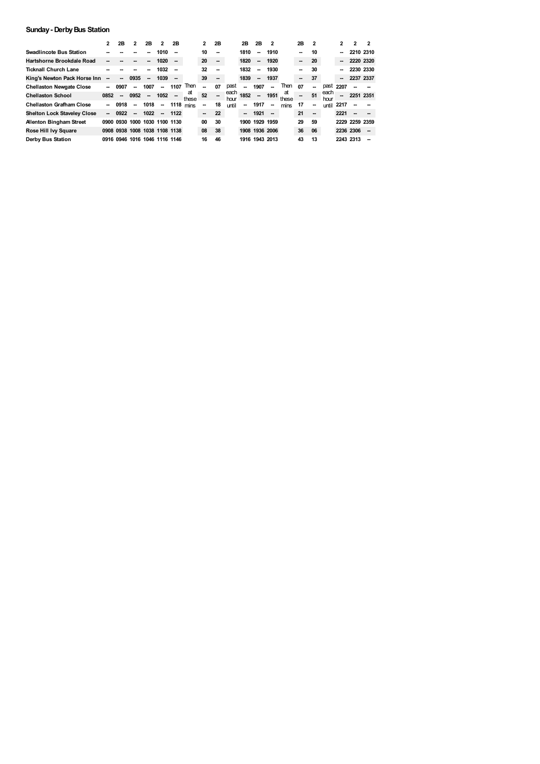## Sunday - Derby Bus Station

| | 2 | 2B | 2 | 2B | 2 | 2B | | 2 | 2B | | 2B | 2B | 2 | | 2B | 2 | | 2 | 2 | 2 |
|---|---|---|---|---|---|---|---|---|---|---|---|---|---|---|---|---|---|---|---|---|
| **Swadlincote Bus Station** | -- | -- | -- | -- | 1010 | -- | | 10 | -- | | 1810 | -- | 1910 | | -- | 10 | | -- | 2210 | 2310 |
| **Hartshorne Brookdale Road** | -- | -- | -- | -- | 1020 | -- | | 20 | -- | | 1820 | -- | 1920 | | -- | 20 | | -- | 2220 | 2320 |
| **Ticknall Church Lane** | -- | -- | -- | -- | 1032 | -- | | 32 | -- | | 1832 | -- | 1930 | | -- | 30 | | -- | 2230 | 2330 |
| **King's Newton Pack Horse Inn** | -- | -- | 0935 | -- | 1039 | -- | | 39 | -- | | 1839 | -- | 1937 | | -- | 37 | | -- | 2237 | 2337 |
| **Chellaston Newgate Close** | -- | 0907 | -- | 1007 | -- | 1107 | Then | -- | 07 | past | -- | 1907 | -- | Then | 07 | -- | past | 2207 | -- | -- |
| **Chellaston School** | 0852 | -- | 0952 | -- | 1052 | -- | at | 52 | -- | each hour | 1852 | -- | 1951 | at | -- | 51 | each hour | -- | 2251 | 2351 |
| **Chellaston Grafham Close** | -- | 0918 | -- | 1018 | -- | 1118 | these mins | -- | 18 | until | -- | 1917 | -- | these mins | 17 | -- | until | 2217 | -- | -- |
| **Shelton Lock Staveley Close** | -- | 0922 | -- | 1022 | -- | 1122 | | -- | 22 | | -- | 1921 | -- | | 21 | -- | | 2221 | -- | -- |
| **Allenton Bingham Street** | 0900 | 0930 | 1000 | 1030 | 1100 | 1130 | | 00 | 30 | | 1900 | 1929 | 1959 | | 29 | 59 | | 2229 | 2259 | 2359 |
| **Rose Hill Ivy Square** | 0908 | 0938 | 1008 | 1038 | 1108 | 1138 | | 08 | 38 | | 1908 | 1936 | 2006 | | 36 | 06 | | 2236 | 2306 | -- |
| **Derby Bus Station** | 0916 | 0946 | 1016 | 1046 | 1116 | 1146 | | 16 | 46 | | 1916 | 1943 | 2013 | | 43 | 13 | | 2243 | 2313 | -- |